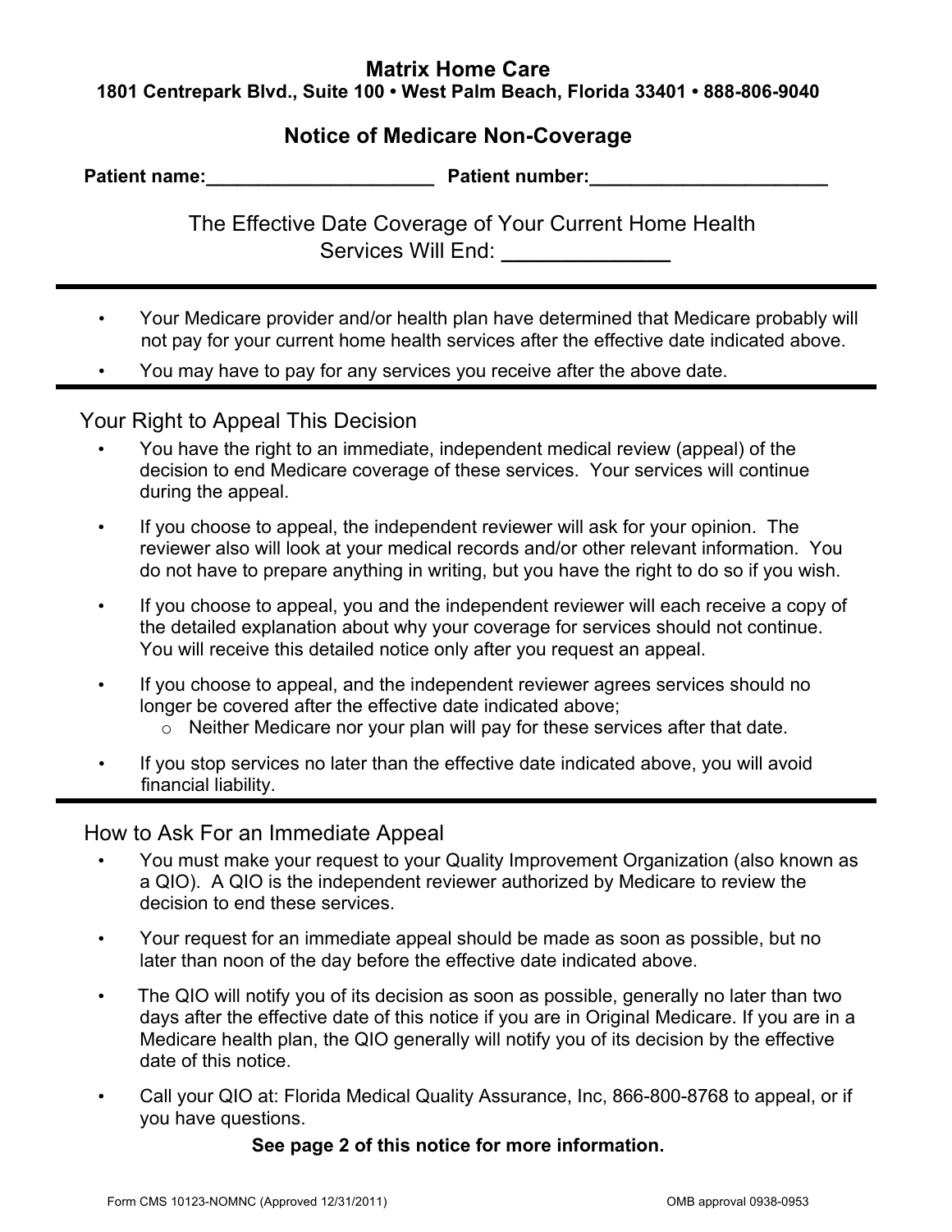# Matrix Home Care

**1801 Centrepark Blvd., Suite 100 • West Palm Beach, Florida 33401 • 888-806-9040**

## Notice of Medicare Non-Coverage

**Patient name:______________________ Patient number:_______________________**

The Effective Date Coverage of Your Current Home Health Services Will End: ______________

---

- Your Medicare provider and/or health plan have determined that Medicare probably will not pay for your current home health services after the effective date indicated above.
- You may have to pay for any services you receive after the above date.

---

## Your Right to Appeal This Decision

- You have the right to an immediate, independent medical review (appeal) of the decision to end Medicare coverage of these services. Your services will continue during the appeal.
- If you choose to appeal, the independent reviewer will ask for your opinion. The reviewer also will look at your medical records and/or other relevant information. You do not have to prepare anything in writing, but you have the right to do so if you wish.
- If you choose to appeal, you and the independent reviewer will each receive a copy of the detailed explanation about why your coverage for services should not continue. You will receive this detailed notice only after you request an appeal.
- If you choose to appeal, and the independent reviewer agrees services should no longer be covered after the effective date indicated above;
  - Neither Medicare nor your plan will pay for these services after that date.
- If you stop services no later than the effective date indicated above, you will avoid financial liability.

---

## How to Ask For an Immediate Appeal

- You must make your request to your Quality Improvement Organization (also known as a QIO). A QIO is the independent reviewer authorized by Medicare to review the decision to end these services.
- Your request for an immediate appeal should be made as soon as possible, but no later than noon of the day before the effective date indicated above.
- The QIO will notify you of its decision as soon as possible, generally no later than two days after the effective date of this notice if you are in Original Medicare. If you are in a Medicare health plan, the QIO generally will notify you of its decision by the effective date of this notice.
- Call your QIO at: Florida Medical Quality Assurance, Inc, 866-800-8768 to appeal, or if you have questions.

**See page 2 of this notice for more information.**

Form CMS 10123-NOMNC (Approved 12/31/2011) OMB approval 0938-0953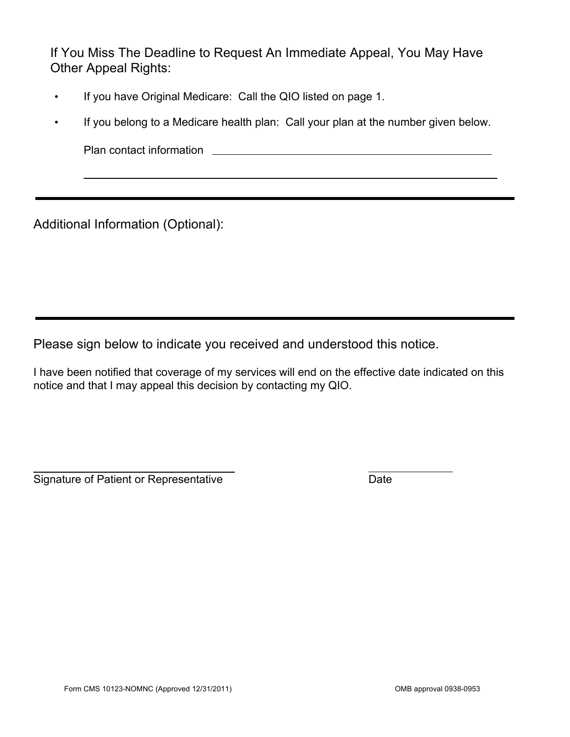## If You Miss The Deadline to Request An Immediate Appeal, You May Have Other Appeal Rights:

- If you have Original Medicare: Call the QIO listed on page 1.
- If you belong to a Medicare health plan: Call your plan at the number given below.

  Plan contact information ______________________________________________

  ______________________________________________________________________

---

## Additional Information (Optional):

---

## Please sign below to indicate you received and understood this notice.

I have been notified that coverage of my services will end on the effective date indicated on this notice and that I may appeal this decision by contacting my QIO.

________________________________ ______________

Signature of Patient or Representative Date

Form CMS 10123-NOMNC (Approved 12/31/2011) OMB approval 0938-0953